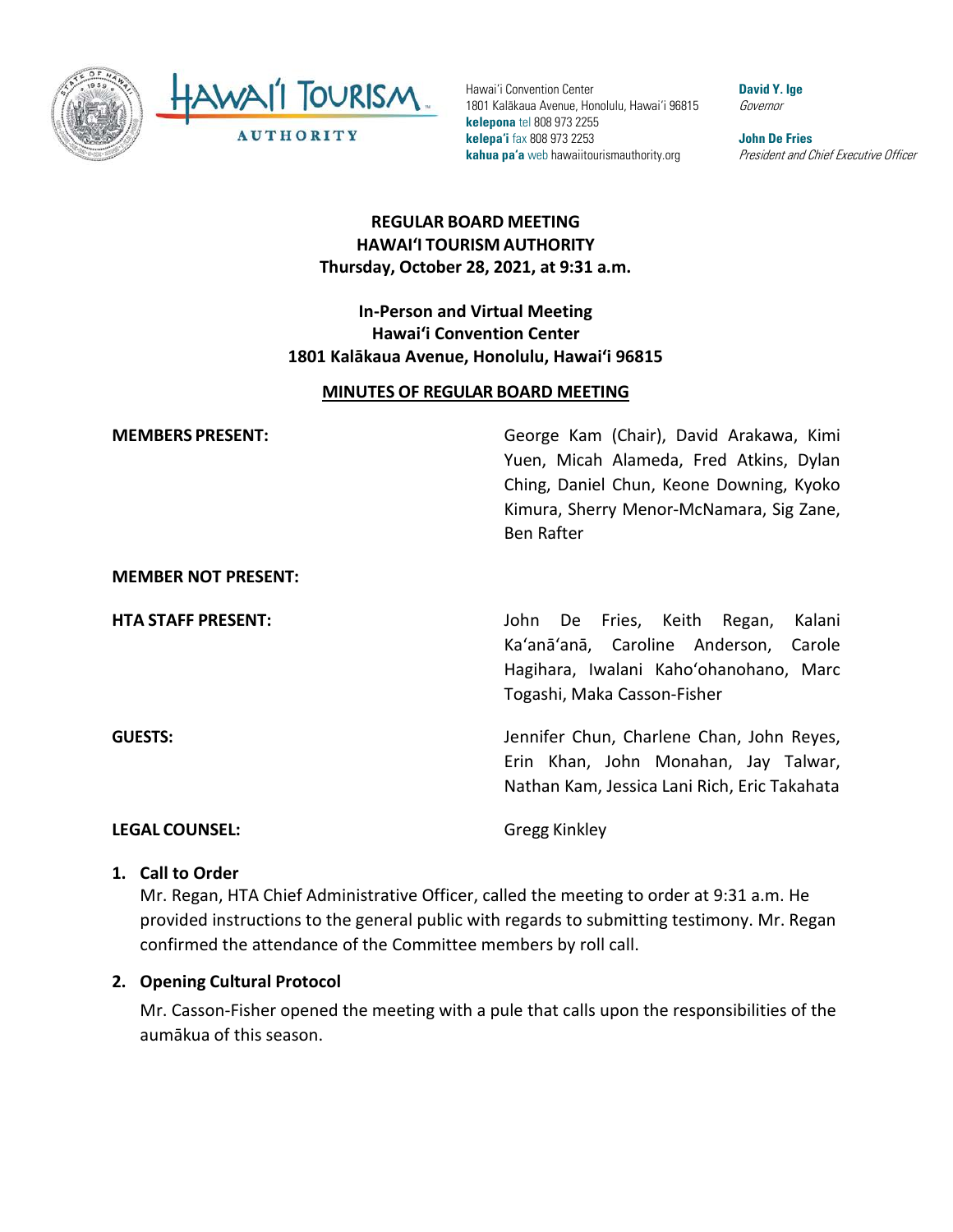Hawai'i Convention Center
1801 Kalākaua Avenue, Honolulu, Hawai'i 96815
**kelepona** tel 808 973 2255
**kelepa'i** fax 808 973 2253
**kahua pa'a** web hawaiitourismauthority.org

**David Y. Ige**
*Governor*

**John De Fries**
*President and Chief Executive Officer*

# REGULAR BOARD MEETING
# HAWAI'I TOURISM AUTHORITY
# Thursday, October 28, 2021, at 9:31 a.m.

## In-Person and Virtual Meeting
## Hawai'i Convention Center
## 1801 Kalākaua Avenue, Honolulu, Hawai'i 96815

## MINUTES OF REGULAR BOARD MEETING

**MEMBERS PRESENT:** George Kam (Chair), David Arakawa, Kimi Yuen, Micah Alameda, Fred Atkins, Dylan Ching, Daniel Chun, Keone Downing, Kyoko Kimura, Sherry Menor-McNamara, Sig Zane, Ben Rafter

**MEMBER NOT PRESENT:**

**HTA STAFF PRESENT:** John De Fries, Keith Regan, Kalani Ka'anā'anā, Caroline Anderson, Carole Hagihara, Iwalani Kaho'ohanohano, Marc Togashi, Maka Casson-Fisher

**GUESTS:** Jennifer Chun, Charlene Chan, John Reyes, Erin Khan, John Monahan, Jay Talwar, Nathan Kam, Jessica Lani Rich, Eric Takahata

**LEGAL COUNSEL:** Gregg Kinkley

1. **Call to Order**

   Mr. Regan, HTA Chief Administrative Officer, called the meeting to order at 9:31 a.m. He provided instructions to the general public with regards to submitting testimony. Mr. Regan confirmed the attendance of the Committee members by roll call.

2. **Opening Cultural Protocol**

   Mr. Casson-Fisher opened the meeting with a pule that calls upon the responsibilities of the aumākua of this season.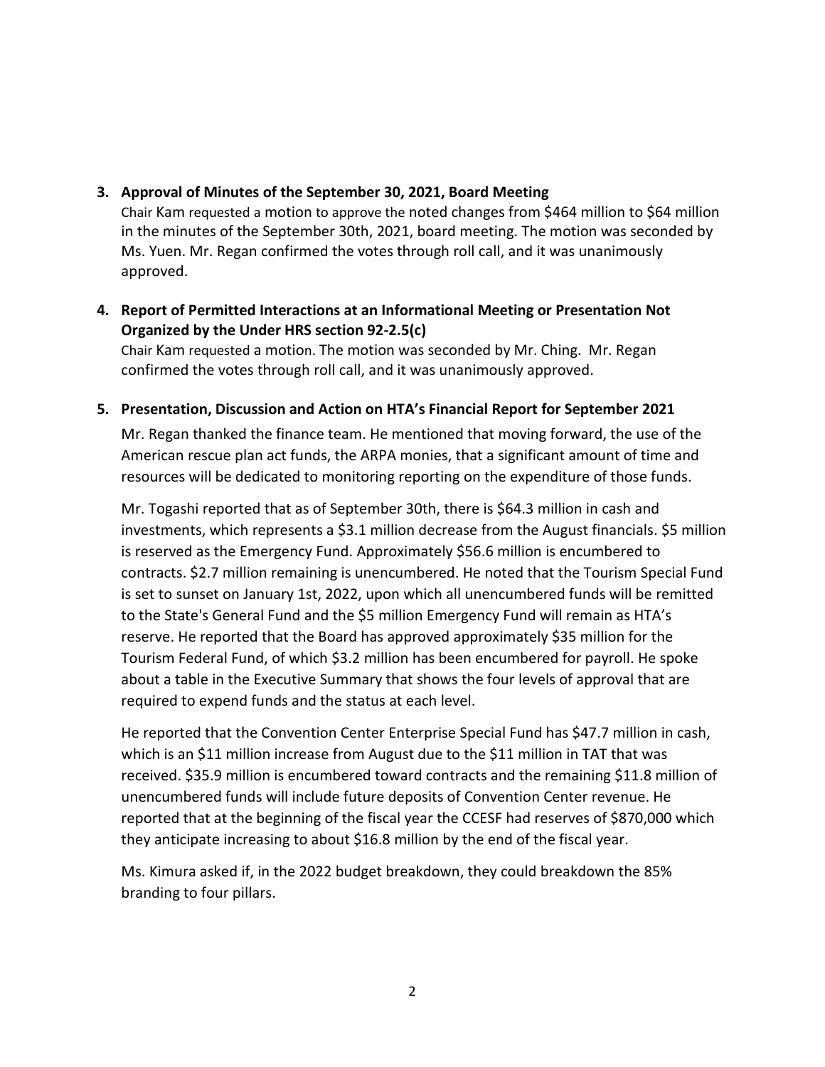**3. Approval of Minutes of the September 30, 2021, Board Meeting**

Chair Kam requested a motion to approve the noted changes from $464 million to $64 million in the minutes of the September 30th, 2021, board meeting. The motion was seconded by Ms. Yuen. Mr. Regan confirmed the votes through roll call, and it was unanimously approved.

**4. Report of Permitted Interactions at an Informational Meeting or Presentation Not Organized by the Under HRS section 92-2.5(c)**

Chair Kam requested a motion. The motion was seconded by Mr. Ching. Mr. Regan confirmed the votes through roll call, and it was unanimously approved.

**5. Presentation, Discussion and Action on HTA's Financial Report for September 2021**

Mr. Regan thanked the finance team. He mentioned that moving forward, the use of the American rescue plan act funds, the ARPA monies, that a significant amount of time and resources will be dedicated to monitoring reporting on the expenditure of those funds.

Mr. Togashi reported that as of September 30th, there is $64.3 million in cash and investments, which represents a $3.1 million decrease from the August financials. $5 million is reserved as the Emergency Fund. Approximately $56.6 million is encumbered to contracts. $2.7 million remaining is unencumbered. He noted that the Tourism Special Fund is set to sunset on January 1st, 2022, upon which all unencumbered funds will be remitted to the State's General Fund and the $5 million Emergency Fund will remain as HTA's reserve. He reported that the Board has approved approximately $35 million for the Tourism Federal Fund, of which $3.2 million has been encumbered for payroll. He spoke about a table in the Executive Summary that shows the four levels of approval that are required to expend funds and the status at each level.

He reported that the Convention Center Enterprise Special Fund has $47.7 million in cash, which is an $11 million increase from August due to the $11 million in TAT that was received. $35.9 million is encumbered toward contracts and the remaining $11.8 million of unencumbered funds will include future deposits of Convention Center revenue. He reported that at the beginning of the fiscal year the CCESF had reserves of $870,000 which they anticipate increasing to about $16.8 million by the end of the fiscal year.

Ms. Kimura asked if, in the 2022 budget breakdown, they could breakdown the 85% branding to four pillars.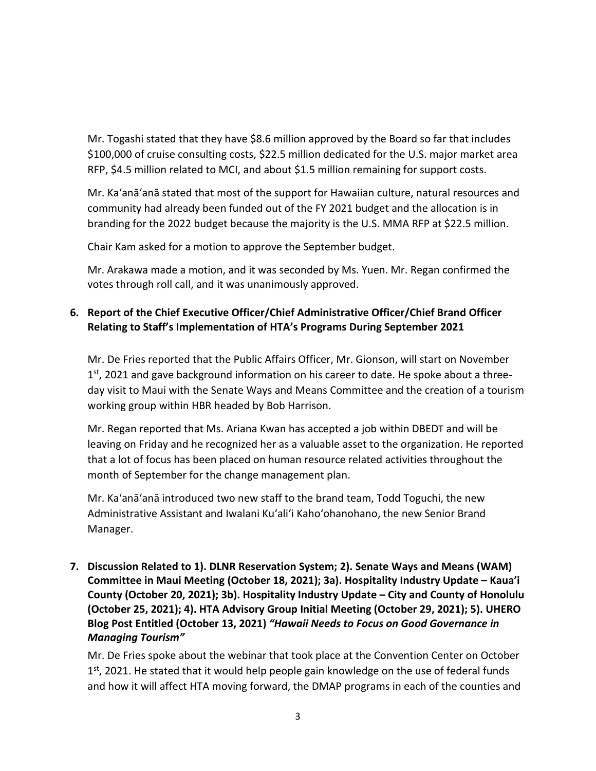Mr. Togashi stated that they have \$8.6 million approved by the Board so far that includes \$100,000 of cruise consulting costs, \$22.5 million dedicated for the U.S. major market area RFP, \$4.5 million related to MCI, and about \$1.5 million remaining for support costs.

Mr. Ka'anā'anā stated that most of the support for Hawaiian culture, natural resources and community had already been funded out of the FY 2021 budget and the allocation is in branding for the 2022 budget because the majority is the U.S. MMA RFP at \$22.5 million.

Chair Kam asked for a motion to approve the September budget.

Mr. Arakawa made a motion, and it was seconded by Ms. Yuen. Mr. Regan confirmed the votes through roll call, and it was unanimously approved.

**6. Report of the Chief Executive Officer/Chief Administrative Officer/Chief Brand Officer Relating to Staff's Implementation of HTA's Programs During September 2021**

Mr. De Fries reported that the Public Affairs Officer, Mr. Gionson, will start on November 1st, 2021 and gave background information on his career to date. He spoke about a three-day visit to Maui with the Senate Ways and Means Committee and the creation of a tourism working group within HBR headed by Bob Harrison.

Mr. Regan reported that Ms. Ariana Kwan has accepted a job within DBEDT and will be leaving on Friday and he recognized her as a valuable asset to the organization. He reported that a lot of focus has been placed on human resource related activities throughout the month of September for the change management plan.

Mr. Ka'anā'anā introduced two new staff to the brand team, Todd Toguchi, the new Administrative Assistant and Iwalani Ku'ali'i Kaho'ohanohano, the new Senior Brand Manager.

**7. Discussion Related to 1). DLNR Reservation System; 2). Senate Ways and Means (WAM) Committee in Maui Meeting (October 18, 2021); 3a). Hospitality Industry Update – Kaua'i County (October 20, 2021); 3b). Hospitality Industry Update – City and County of Honolulu (October 25, 2021); 4). HTA Advisory Group Initial Meeting (October 29, 2021); 5). UHERO Blog Post Entitled (October 13, 2021) *"Hawaii Needs to Focus on Good Governance in Managing Tourism"***

Mr. De Fries spoke about the webinar that took place at the Convention Center on October 1st, 2021. He stated that it would help people gain knowledge on the use of federal funds and how it will affect HTA moving forward, the DMAP programs in each of the counties and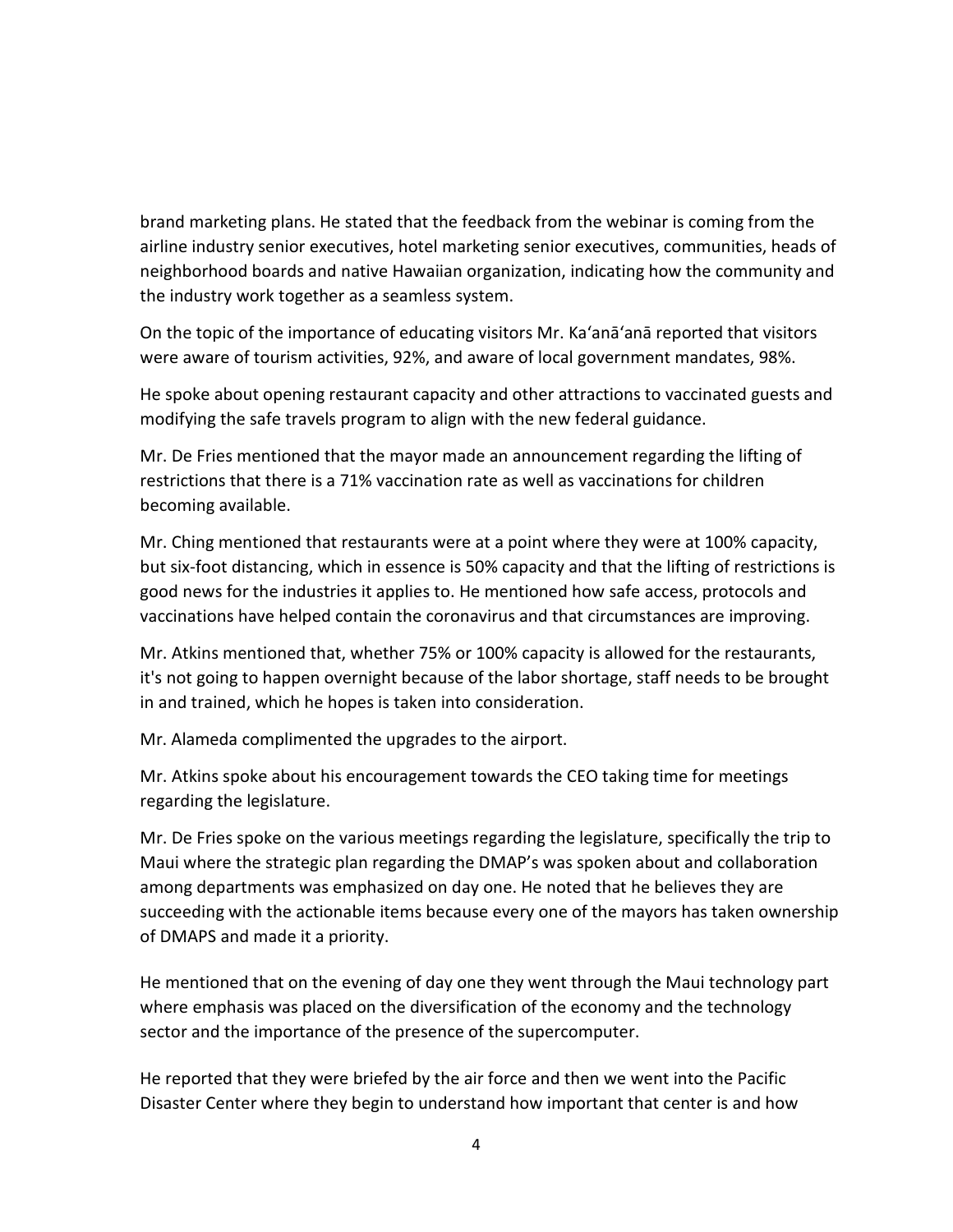brand marketing plans. He stated that the feedback from the webinar is coming from the airline industry senior executives, hotel marketing senior executives, communities, heads of neighborhood boards and native Hawaiian organization, indicating how the community and the industry work together as a seamless system.

On the topic of the importance of educating visitors Mr. Ka'anā'anā reported that visitors were aware of tourism activities, 92%, and aware of local government mandates, 98%.

He spoke about opening restaurant capacity and other attractions to vaccinated guests and modifying the safe travels program to align with the new federal guidance.

Mr. De Fries mentioned that the mayor made an announcement regarding the lifting of restrictions that there is a 71% vaccination rate as well as vaccinations for children becoming available.

Mr. Ching mentioned that restaurants were at a point where they were at 100% capacity, but six-foot distancing, which in essence is 50% capacity and that the lifting of restrictions is good news for the industries it applies to. He mentioned how safe access, protocols and vaccinations have helped contain the coronavirus and that circumstances are improving.

Mr. Atkins mentioned that, whether 75% or 100% capacity is allowed for the restaurants, it's not going to happen overnight because of the labor shortage, staff needs to be brought in and trained, which he hopes is taken into consideration.

Mr. Alameda complimented the upgrades to the airport.

Mr. Atkins spoke about his encouragement towards the CEO taking time for meetings regarding the legislature.

Mr. De Fries spoke on the various meetings regarding the legislature, specifically the trip to Maui where the strategic plan regarding the DMAP's was spoken about and collaboration among departments was emphasized on day one. He noted that he believes they are succeeding with the actionable items because every one of the mayors has taken ownership of DMAPS and made it a priority.

He mentioned that on the evening of day one they went through the Maui technology part where emphasis was placed on the diversification of the economy and the technology sector and the importance of the presence of the supercomputer.

He reported that they were briefed by the air force and then we went into the Pacific Disaster Center where they begin to understand how important that center is and how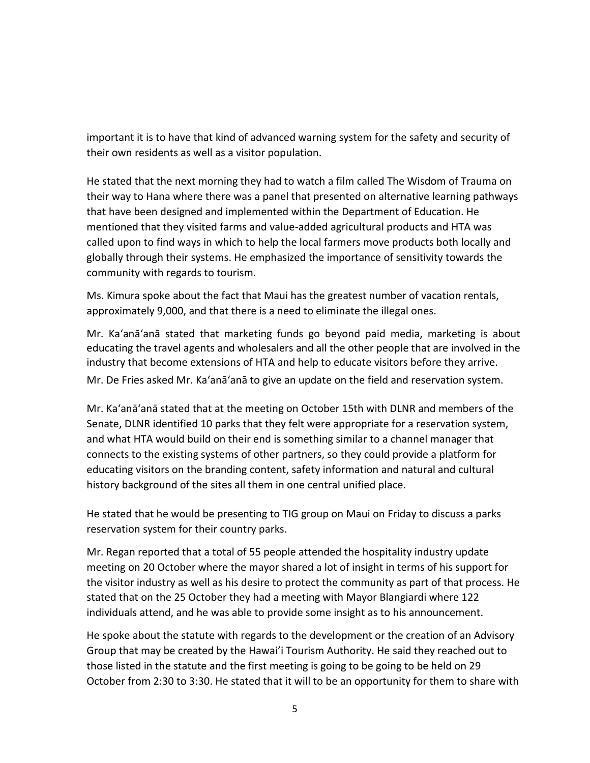important it is to have that kind of advanced warning system for the safety and security of their own residents as well as a visitor population.

He stated that the next morning they had to watch a film called The Wisdom of Trauma on their way to Hana where there was a panel that presented on alternative learning pathways that have been designed and implemented within the Department of Education. He mentioned that they visited farms and value-added agricultural products and HTA was called upon to find ways in which to help the local farmers move products both locally and globally through their systems. He emphasized the importance of sensitivity towards the community with regards to tourism.

Ms. Kimura spoke about the fact that Maui has the greatest number of vacation rentals, approximately 9,000, and that there is a need to eliminate the illegal ones.

Mr. Ka'anā'anā stated that marketing funds go beyond paid media, marketing is about educating the travel agents and wholesalers and all the other people that are involved in the industry that become extensions of HTA and help to educate visitors before they arrive.

Mr. De Fries asked Mr. Ka'anā'anā to give an update on the field and reservation system.

Mr. Ka'anā'anā stated that at the meeting on October 15th with DLNR and members of the Senate, DLNR identified 10 parks that they felt were appropriate for a reservation system, and what HTA would build on their end is something similar to a channel manager that connects to the existing systems of other partners, so they could provide a platform for educating visitors on the branding content, safety information and natural and cultural history background of the sites all them in one central unified place.

He stated that he would be presenting to TIG group on Maui on Friday to discuss a parks reservation system for their country parks.

Mr. Regan reported that a total of 55 people attended the hospitality industry update meeting on 20 October where the mayor shared a lot of insight in terms of his support for the visitor industry as well as his desire to protect the community as part of that process. He stated that on the 25 October they had a meeting with Mayor Blangiardi where 122 individuals attend, and he was able to provide some insight as to his announcement.

He spoke about the statute with regards to the development or the creation of an Advisory Group that may be created by the Hawai'i Tourism Authority. He said they reached out to those listed in the statute and the first meeting is going to be going to be held on 29 October from 2:30 to 3:30. He stated that it will to be an opportunity for them to share with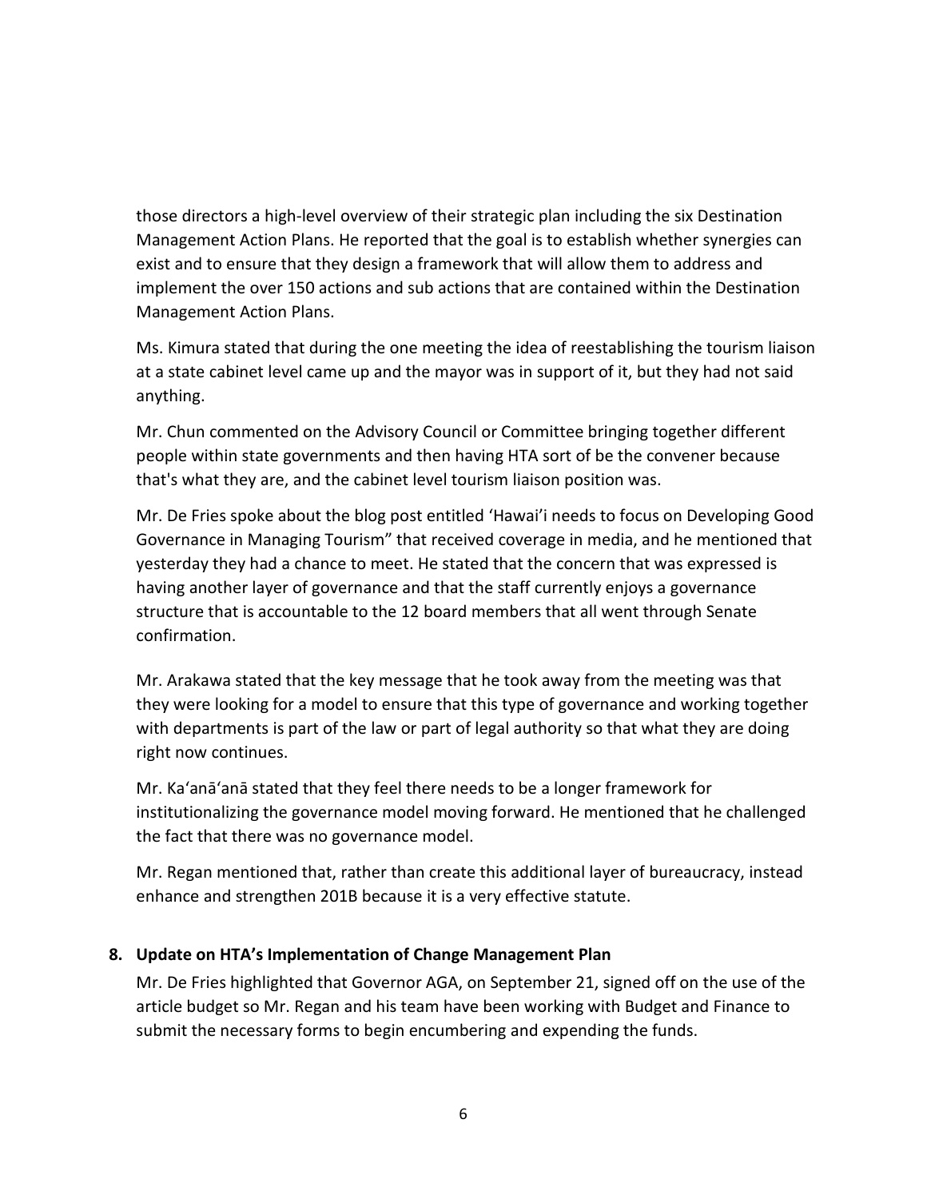those directors a high-level overview of their strategic plan including the six Destination Management Action Plans. He reported that the goal is to establish whether synergies can exist and to ensure that they design a framework that will allow them to address and implement the over 150 actions and sub actions that are contained within the Destination Management Action Plans.

Ms. Kimura stated that during the one meeting the idea of reestablishing the tourism liaison at a state cabinet level came up and the mayor was in support of it, but they had not said anything.

Mr. Chun commented on the Advisory Council or Committee bringing together different people within state governments and then having HTA sort of be the convener because that's what they are, and the cabinet level tourism liaison position was.

Mr. De Fries spoke about the blog post entitled 'Hawai'i needs to focus on Developing Good Governance in Managing Tourism" that received coverage in media, and he mentioned that yesterday they had a chance to meet. He stated that the concern that was expressed is having another layer of governance and that the staff currently enjoys a governance structure that is accountable to the 12 board members that all went through Senate confirmation.

Mr. Arakawa stated that the key message that he took away from the meeting was that they were looking for a model to ensure that this type of governance and working together with departments is part of the law or part of legal authority so that what they are doing right now continues.

Mr. Ka'anā'anā stated that they feel there needs to be a longer framework for institutionalizing the governance model moving forward. He mentioned that he challenged the fact that there was no governance model.

Mr. Regan mentioned that, rather than create this additional layer of bureaucracy, instead enhance and strengthen 201B because it is a very effective statute.

**8. Update on HTA's Implementation of Change Management Plan**

Mr. De Fries highlighted that Governor AGA, on September 21, signed off on the use of the article budget so Mr. Regan and his team have been working with Budget and Finance to submit the necessary forms to begin encumbering and expending the funds.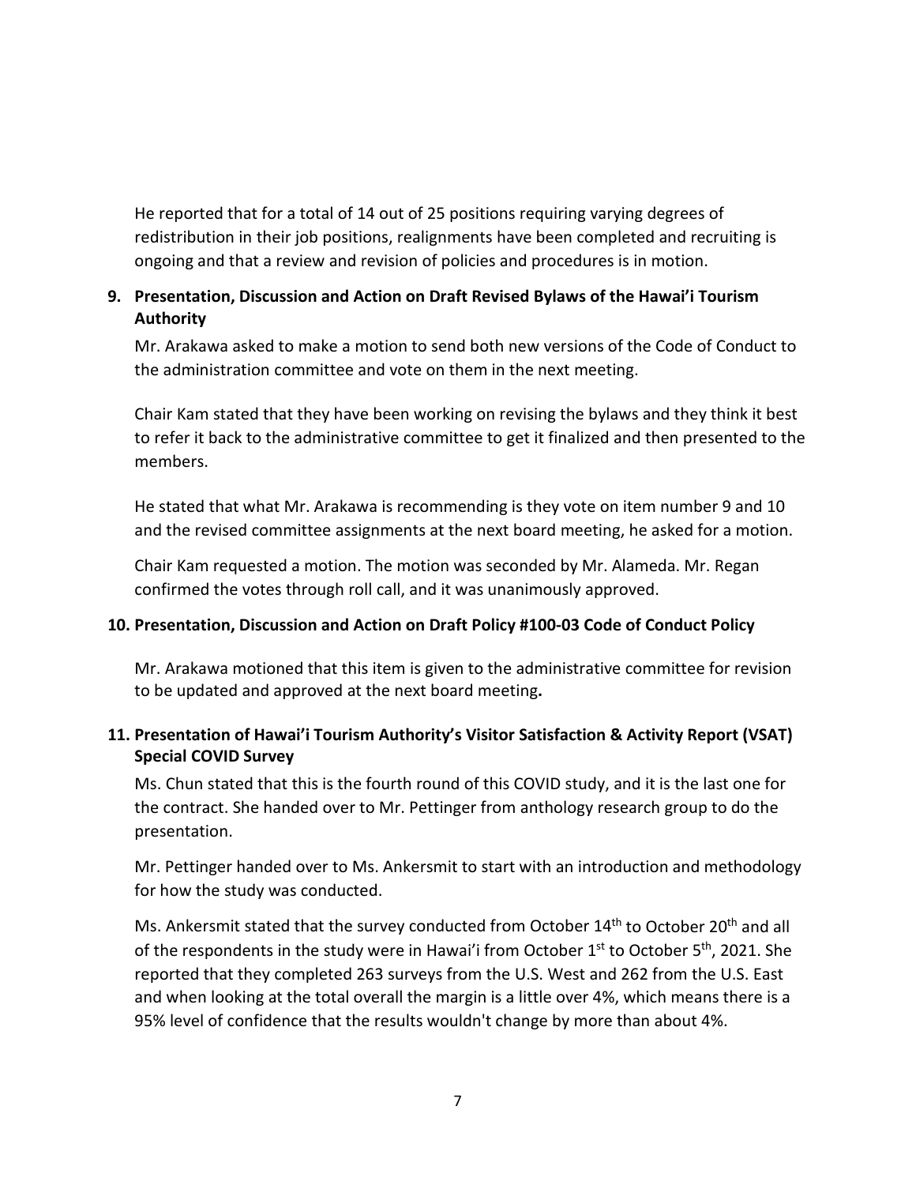He reported that for a total of 14 out of 25 positions requiring varying degrees of redistribution in their job positions, realignments have been completed and recruiting is ongoing and that a review and revision of policies and procedures is in motion.

**9. Presentation, Discussion and Action on Draft Revised Bylaws of the Hawai'i Tourism Authority**

Mr. Arakawa asked to make a motion to send both new versions of the Code of Conduct to the administration committee and vote on them in the next meeting.

Chair Kam stated that they have been working on revising the bylaws and they think it best to refer it back to the administrative committee to get it finalized and then presented to the members.

He stated that what Mr. Arakawa is recommending is they vote on item number 9 and 10 and the revised committee assignments at the next board meeting, he asked for a motion.

Chair Kam requested a motion. The motion was seconded by Mr. Alameda. Mr. Regan confirmed the votes through roll call, and it was unanimously approved.

**10. Presentation, Discussion and Action on Draft Policy #100-03 Code of Conduct Policy**

Mr. Arakawa motioned that this item is given to the administrative committee for revision to be updated and approved at the next board meeting**.**

**11. Presentation of Hawai'i Tourism Authority's Visitor Satisfaction & Activity Report (VSAT) Special COVID Survey**

Ms. Chun stated that this is the fourth round of this COVID study, and it is the last one for the contract. She handed over to Mr. Pettinger from anthology research group to do the presentation.

Mr. Pettinger handed over to Ms. Ankersmit to start with an introduction and methodology for how the study was conducted.

Ms. Ankersmit stated that the survey conducted from October 14th to October 20th and all of the respondents in the study were in Hawai'i from October 1st to October 5th, 2021. She reported that they completed 263 surveys from the U.S. West and 262 from the U.S. East and when looking at the total overall the margin is a little over 4%, which means there is a 95% level of confidence that the results wouldn't change by more than about 4%.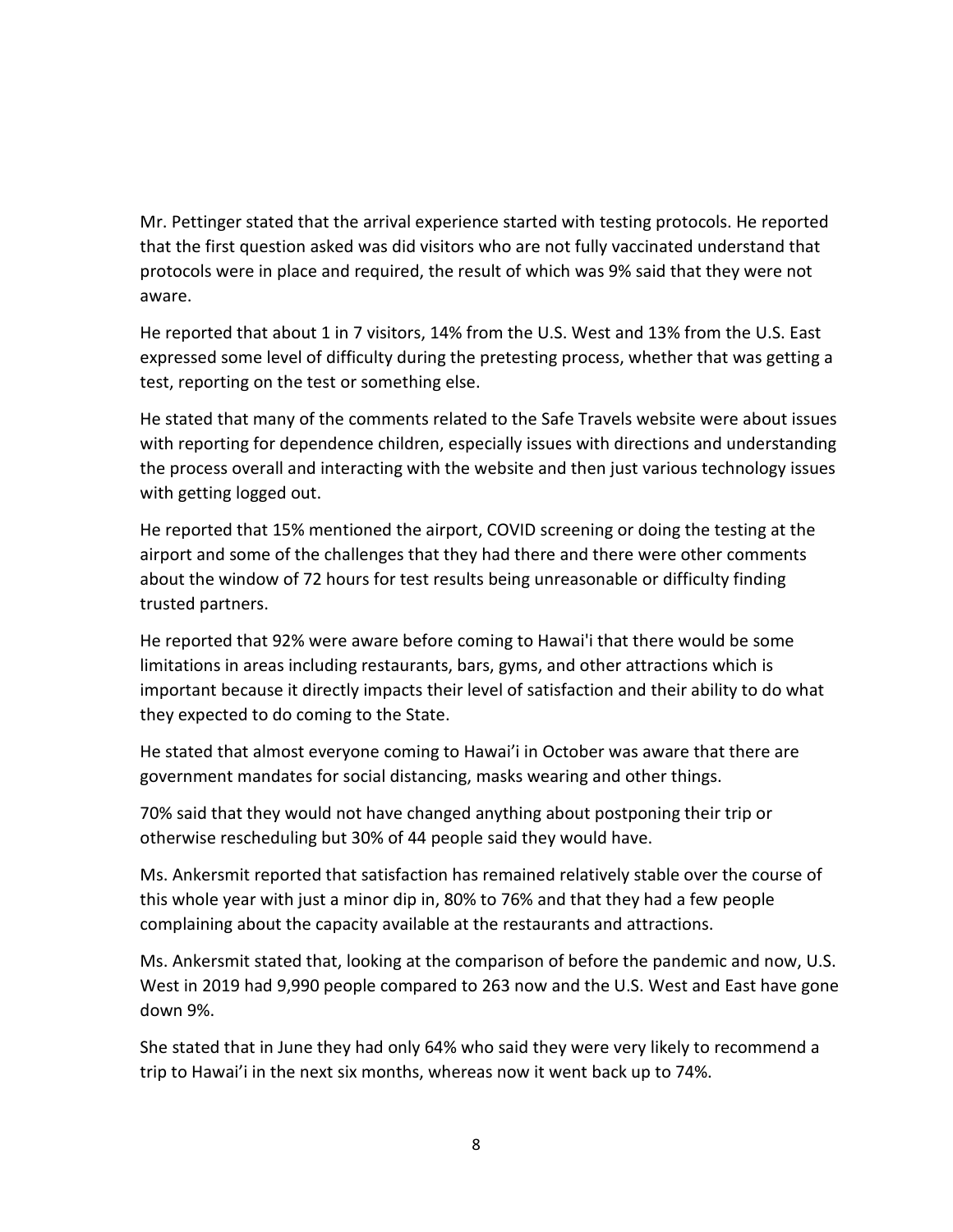Mr. Pettinger stated that the arrival experience started with testing protocols. He reported that the first question asked was did visitors who are not fully vaccinated understand that protocols were in place and required, the result of which was 9% said that they were not aware.

He reported that about 1 in 7 visitors, 14% from the U.S. West and 13% from the U.S. East expressed some level of difficulty during the pretesting process, whether that was getting a test, reporting on the test or something else.

He stated that many of the comments related to the Safe Travels website were about issues with reporting for dependence children, especially issues with directions and understanding the process overall and interacting with the website and then just various technology issues with getting logged out.

He reported that 15% mentioned the airport, COVID screening or doing the testing at the airport and some of the challenges that they had there and there were other comments about the window of 72 hours for test results being unreasonable or difficulty finding trusted partners.

He reported that 92% were aware before coming to Hawai'i that there would be some limitations in areas including restaurants, bars, gyms, and other attractions which is important because it directly impacts their level of satisfaction and their ability to do what they expected to do coming to the State.

He stated that almost everyone coming to Hawai'i in October was aware that there are government mandates for social distancing, masks wearing and other things.

70% said that they would not have changed anything about postponing their trip or otherwise rescheduling but 30% of 44 people said they would have.

Ms. Ankersmit reported that satisfaction has remained relatively stable over the course of this whole year with just a minor dip in, 80% to 76% and that they had a few people complaining about the capacity available at the restaurants and attractions.

Ms. Ankersmit stated that, looking at the comparison of before the pandemic and now, U.S. West in 2019 had 9,990 people compared to 263 now and the U.S. West and East have gone down 9%.

She stated that in June they had only 64% who said they were very likely to recommend a trip to Hawai'i in the next six months, whereas now it went back up to 74%.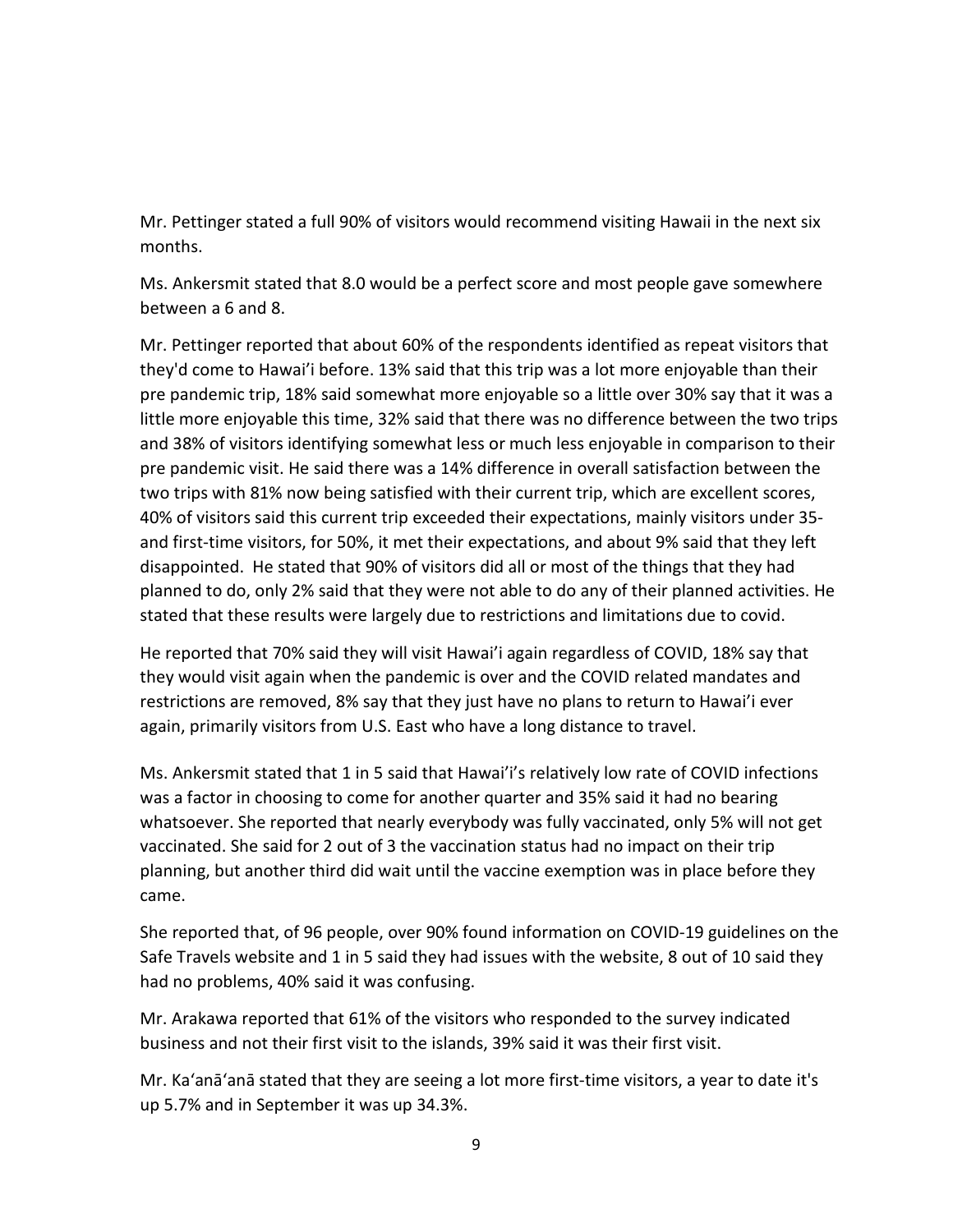Mr. Pettinger stated a full 90% of visitors would recommend visiting Hawaii in the next six months.

Ms. Ankersmit stated that 8.0 would be a perfect score and most people gave somewhere between a 6 and 8.

Mr. Pettinger reported that about 60% of the respondents identified as repeat visitors that they'd come to Hawai'i before. 13% said that this trip was a lot more enjoyable than their pre pandemic trip, 18% said somewhat more enjoyable so a little over 30% say that it was a little more enjoyable this time, 32% said that there was no difference between the two trips and 38% of visitors identifying somewhat less or much less enjoyable in comparison to their pre pandemic visit. He said there was a 14% difference in overall satisfaction between the two trips with 81% now being satisfied with their current trip, which are excellent scores, 40% of visitors said this current trip exceeded their expectations, mainly visitors under 35- and first-time visitors, for 50%, it met their expectations, and about 9% said that they left disappointed. He stated that 90% of visitors did all or most of the things that they had planned to do, only 2% said that they were not able to do any of their planned activities. He stated that these results were largely due to restrictions and limitations due to covid.

He reported that 70% said they will visit Hawai'i again regardless of COVID, 18% say that they would visit again when the pandemic is over and the COVID related mandates and restrictions are removed, 8% say that they just have no plans to return to Hawai'i ever again, primarily visitors from U.S. East who have a long distance to travel.

Ms. Ankersmit stated that 1 in 5 said that Hawai'i's relatively low rate of COVID infections was a factor in choosing to come for another quarter and 35% said it had no bearing whatsoever. She reported that nearly everybody was fully vaccinated, only 5% will not get vaccinated. She said for 2 out of 3 the vaccination status had no impact on their trip planning, but another third did wait until the vaccine exemption was in place before they came.

She reported that, of 96 people, over 90% found information on COVID-19 guidelines on the Safe Travels website and 1 in 5 said they had issues with the website, 8 out of 10 said they had no problems, 40% said it was confusing.

Mr. Arakawa reported that 61% of the visitors who responded to the survey indicated business and not their first visit to the islands, 39% said it was their first visit.

Mr. Ka'anā'anā stated that they are seeing a lot more first-time visitors, a year to date it's up 5.7% and in September it was up 34.3%.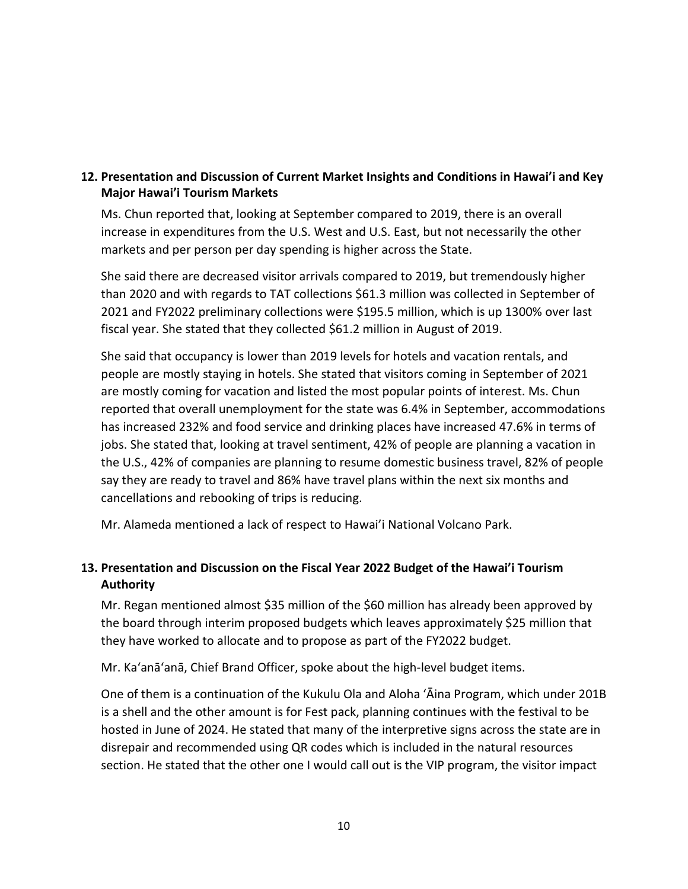## 12. Presentation and Discussion of Current Market Insights and Conditions in Hawai'i and Key Major Hawai'i Tourism Markets

Ms. Chun reported that, looking at September compared to 2019, there is an overall increase in expenditures from the U.S. West and U.S. East, but not necessarily the other markets and per person per day spending is higher across the State.

She said there are decreased visitor arrivals compared to 2019, but tremendously higher than 2020 and with regards to TAT collections $61.3 million was collected in September of 2021 and FY2022 preliminary collections were $195.5 million, which is up 1300% over last fiscal year. She stated that they collected $61.2 million in August of 2019.

She said that occupancy is lower than 2019 levels for hotels and vacation rentals, and people are mostly staying in hotels. She stated that visitors coming in September of 2021 are mostly coming for vacation and listed the most popular points of interest. Ms. Chun reported that overall unemployment for the state was 6.4% in September, accommodations has increased 232% and food service and drinking places have increased 47.6% in terms of jobs. She stated that, looking at travel sentiment, 42% of people are planning a vacation in the U.S., 42% of companies are planning to resume domestic business travel, 82% of people say they are ready to travel and 86% have travel plans within the next six months and cancellations and rebooking of trips is reducing.

Mr. Alameda mentioned a lack of respect to Hawai'i National Volcano Park.

## 13. Presentation and Discussion on the Fiscal Year 2022 Budget of the Hawai'i Tourism Authority

Mr. Regan mentioned almost $35 million of the $60 million has already been approved by the board through interim proposed budgets which leaves approximately $25 million that they have worked to allocate and to propose as part of the FY2022 budget.

Mr. Ka'anā'anā, Chief Brand Officer, spoke about the high-level budget items.

One of them is a continuation of the Kukulu Ola and Aloha 'Āina Program, which under 201B is a shell and the other amount is for Fest pack, planning continues with the festival to be hosted in June of 2024. He stated that many of the interpretive signs across the state are in disrepair and recommended using QR codes which is included in the natural resources section. He stated that the other one I would call out is the VIP program, the visitor impact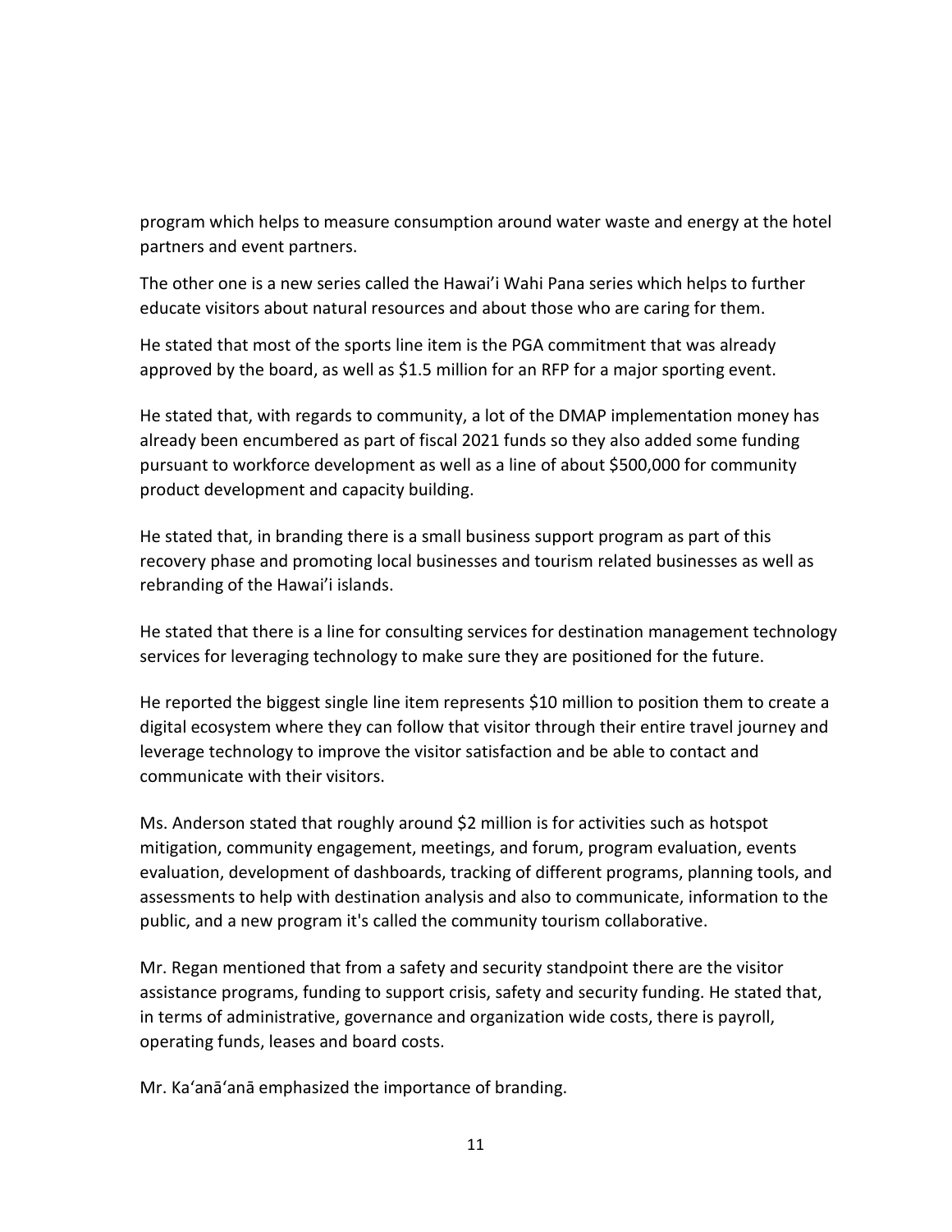program which helps to measure consumption around water waste and energy at the hotel partners and event partners.

The other one is a new series called the Hawai'i Wahi Pana series which helps to further educate visitors about natural resources and about those who are caring for them.

He stated that most of the sports line item is the PGA commitment that was already approved by the board, as well as $1.5 million for an RFP for a major sporting event.

He stated that, with regards to community, a lot of the DMAP implementation money has already been encumbered as part of fiscal 2021 funds so they also added some funding pursuant to workforce development as well as a line of about $500,000 for community product development and capacity building.

He stated that, in branding there is a small business support program as part of this recovery phase and promoting local businesses and tourism related businesses as well as rebranding of the Hawai'i islands.

He stated that there is a line for consulting services for destination management technology services for leveraging technology to make sure they are positioned for the future.

He reported the biggest single line item represents $10 million to position them to create a digital ecosystem where they can follow that visitor through their entire travel journey and leverage technology to improve the visitor satisfaction and be able to contact and communicate with their visitors.

Ms. Anderson stated that roughly around $2 million is for activities such as hotspot mitigation, community engagement, meetings, and forum, program evaluation, events evaluation, development of dashboards, tracking of different programs, planning tools, and assessments to help with destination analysis and also to communicate, information to the public, and a new program it's called the community tourism collaborative.

Mr. Regan mentioned that from a safety and security standpoint there are the visitor assistance programs, funding to support crisis, safety and security funding. He stated that, in terms of administrative, governance and organization wide costs, there is payroll, operating funds, leases and board costs.

Mr. Ka'anā'anā emphasized the importance of branding.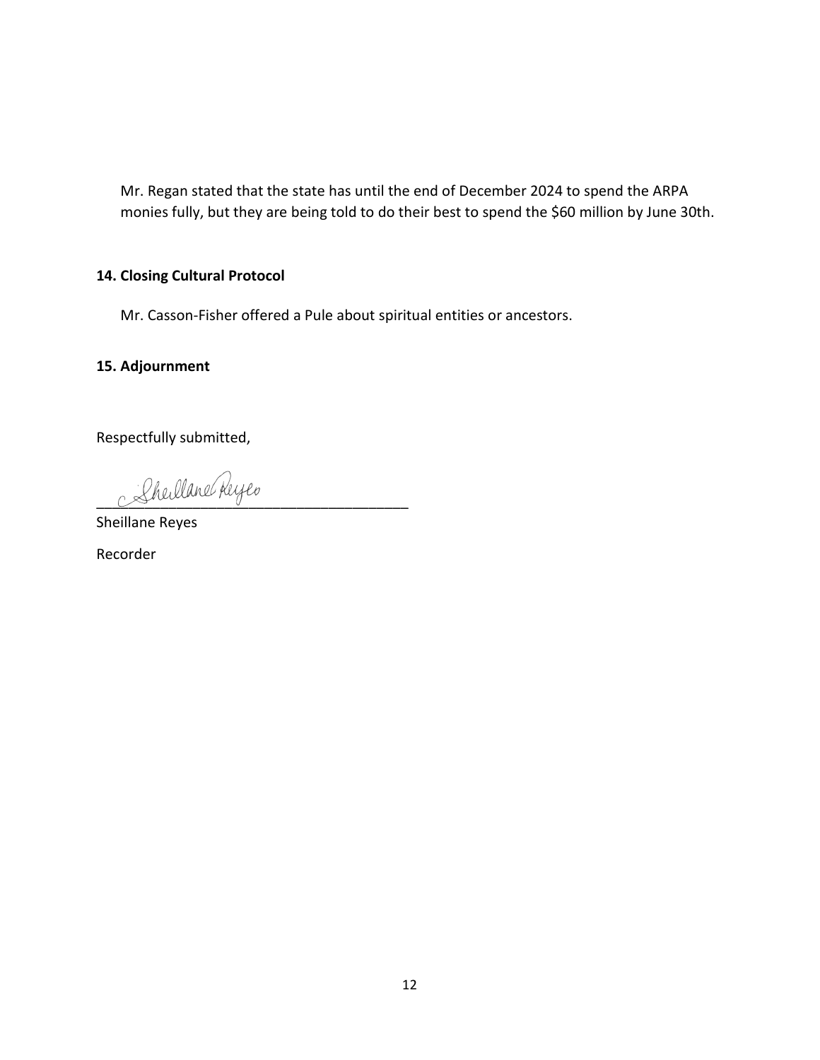Mr. Regan stated that the state has until the end of December 2024 to spend the ARPA monies fully, but they are being told to do their best to spend the $60 million by June 30th.

**14. Closing Cultural Protocol**

Mr. Casson-Fisher offered a Pule about spiritual entities or ancestors.

**15. Adjournment**

Respectfully submitted,

_______________________________________

Sheillane Reyes

Recorder